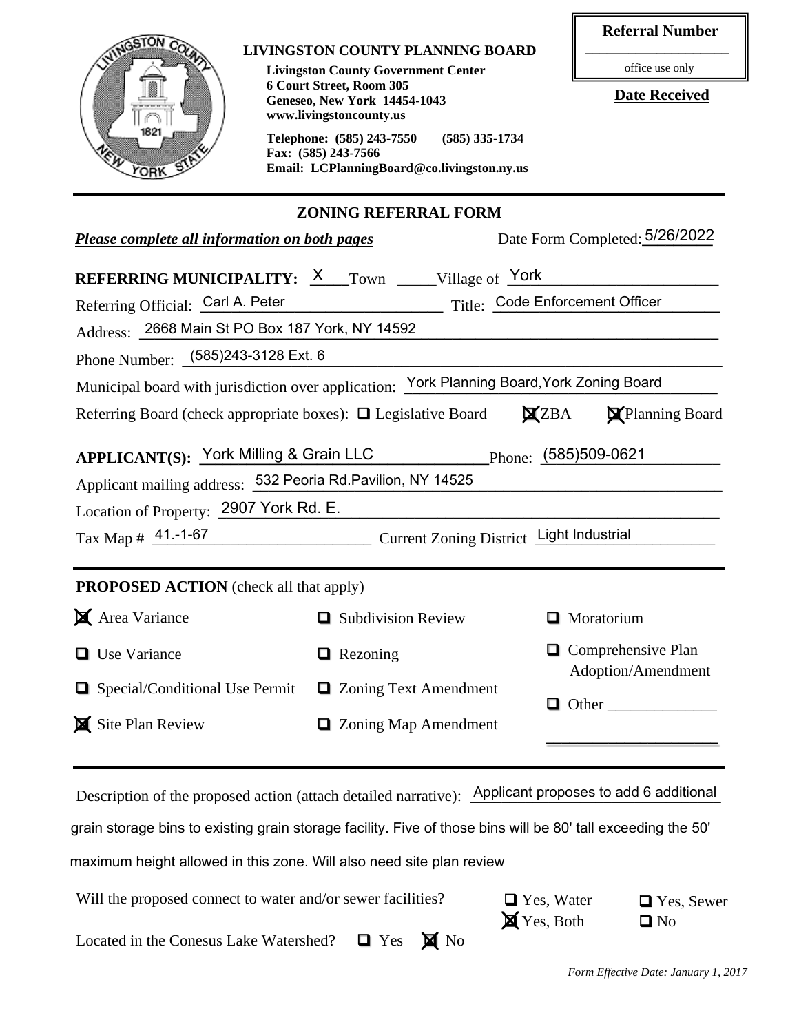**LIVINGSTON COUNTY PLANNING BOARD**

**Livingston County Government Center**
**6 Court Street, Room 305**
**Geneseo, New York 14454-1043**
**www.livingstoncounty.us**

**Telephone: (585) 243-7550 (585) 335-1734**
**Fax: (585) 243-7566**
**Email: LCPlanningBoard@co.livingston.ny.us**

**Referral Number**

______________
office use only

**Date Received**

## ZONING REFERRAL FORM

***Please complete all information on both pages*** Date Form Completed: 5/26/2022

**REFERRING MUNICIPALITY:** X Town _____ Village of York

Referring Official: Carl A. Peter Title: Code Enforcement Officer

Address: 2668 Main St PO Box 187 York, NY 14592

Phone Number: (585)243-3128 Ext. 6

Municipal board with jurisdiction over application: York Planning Board,York Zoning Board

Referring Board (check appropriate boxes): ☐ Legislative Board ☒ ZBA ☒ Planning Board

**APPLICANT(S):** York Milling & Grain LLC Phone: (585)509-0621

Applicant mailing address: 532 Peoria Rd.Pavilion, NY 14525

Location of Property: 2907 York Rd. E.

Tax Map # 41.-1-67 Current Zoning District Light Industrial

**PROPOSED ACTION** (check all that apply)

- ☒ Area Variance
- ☐ Use Variance
- ☐ Special/Conditional Use Permit
- ☒ Site Plan Review
- ☐ Subdivision Review
- ☐ Rezoning
- ☐ Zoning Text Amendment
- ☐ Zoning Map Amendment
- ☐ Moratorium
- ☐ Comprehensive Plan Adoption/Amendment
- ☐ Other ______________

Description of the proposed action (attach detailed narrative): Applicant proposes to add 6 additional grain storage bins to existing grain storage facility. Five of those bins will be 80' tall exceeding the 50' maximum height allowed in this zone. Will also need site plan review

Will the proposed connect to water and/or sewer facilities? ☐ Yes, Water ☒ Yes, Both ☐ Yes, Sewer ☐ No

Located in the Conesus Lake Watershed? ☐ Yes ☒ No

*Form Effective Date: January 1, 2017*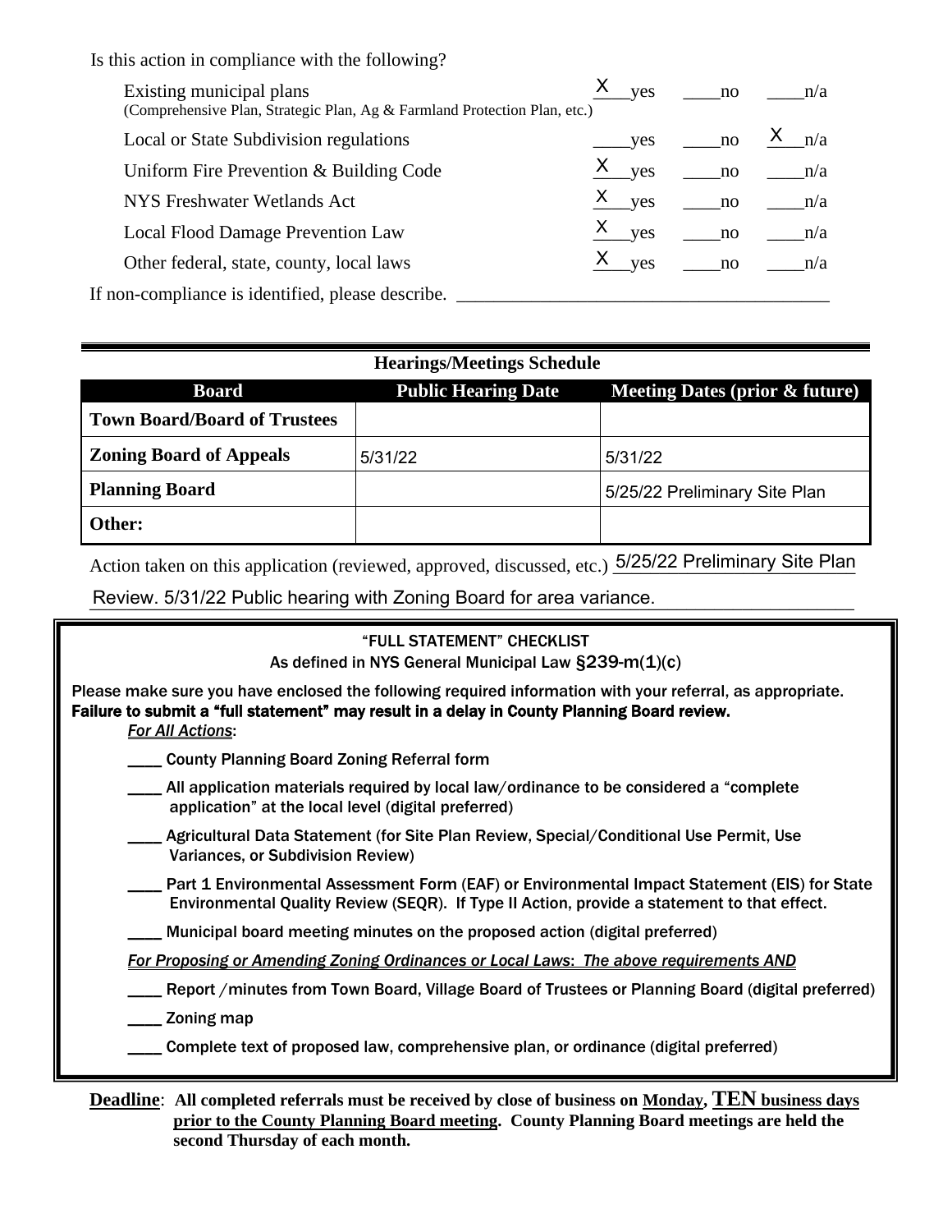Is this action in compliance with the following?

| | | | |
|---|---|---|---|
| Existing municipal plans (Comprehensive Plan, Strategic Plan, Ag & Farmland Protection Plan, etc.) | X yes | ____no | ____n/a |
| Local or State Subdivision regulations | ____yes | ____no | X n/a |
| Uniform Fire Prevention & Building Code | X yes | ____no | ____n/a |
| NYS Freshwater Wetlands Act | X yes | ____no | ____n/a |
| Local Flood Damage Prevention Law | X yes | ____no | ____n/a |
| Other federal, state, county, local laws | X yes | ____no | ____n/a |

If non-compliance is identified, please describe. ________________________________________

### Hearings/Meetings Schedule

| Board | Public Hearing Date | Meeting Dates (prior & future) |
|---|---|---|
| **Town Board/Board of Trustees** | | |
| **Zoning Board of Appeals** | 5/31/22 | 5/31/22 |
| **Planning Board** | | 5/25/22 Preliminary Site Plan |
| **Other:** | | |

Action taken on this application (reviewed, approved, discussed, etc.) 5/25/22 Preliminary Site Plan Review. 5/31/22 Public hearing with Zoning Board for area variance.

### "FULL STATEMENT" CHECKLIST
As defined in NYS General Municipal Law §239-m(1)(c)

Please make sure you have enclosed the following required information with your referral, as appropriate. **Failure to submit a "full statement" may result in a delay in County Planning Board review.**

*For All Actions*:

- ____ County Planning Board Zoning Referral form
- ____ All application materials required by local law/ordinance to be considered a "complete application" at the local level (digital preferred)
- ____ Agricultural Data Statement (for Site Plan Review, Special/Conditional Use Permit, Use Variances, or Subdivision Review)
- ____ Part 1 Environmental Assessment Form (EAF) or Environmental Impact Statement (EIS) for State Environmental Quality Review (SEQR). If Type II Action, provide a statement to that effect.
- ____ Municipal board meeting minutes on the proposed action (digital preferred)

*For Proposing or Amending Zoning Ordinances or Local Laws: The above requirements AND*

- ____ Report /minutes from Town Board, Village Board of Trustees or Planning Board (digital preferred)
- ____ Zoning map
- ____ Complete text of proposed law, comprehensive plan, or ordinance (digital preferred)

**Deadline**: **All completed referrals must be received by close of business on Monday, TEN business days prior to the County Planning Board meeting. County Planning Board meetings are held the second Thursday of each month.**